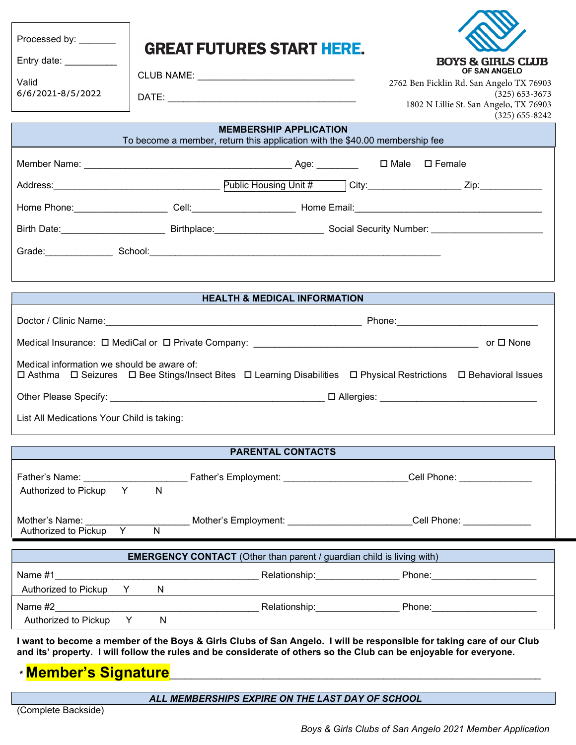Processed by: _______

Entry date: __________

Valid
6/6/2021-8/5/2022

# GREAT FUTURES START HERE.

CLUB NAME: ______________________________

DATE: ____________________________________

**BOYS & GIRLS CLUB**
**OF SAN ANGELO**

2762 Ben Ficklin Rd. San Angelo TX 76903
(325) 653-3673
1802 N Lillie St. San Angelo, TX 76903
(325) 655-8242

## MEMBERSHIP APPLICATION

To become a member, return this application with the $40.00 membership fee

Member Name: ________________________________________ Age: ________ ☐ Male ☐ Female

Address:________________________________ Public Housing Unit # City:_________________ Zip:____________

Home Phone:__________________ Cell:___________________ Home Email:____________________________________

Birth Date:____________________ Birthplace:_____________________ Social Security Number: ______________________

Grade:_____________ School:_________________________________________________________

## HEALTH & MEDICAL INFORMATION

Doctor / Clinic Name:__________________________________________________ Phone:___________________________

Medical Insurance: ☐ MediCal or ☐ Private Company: ____________________________________________ or ☐ None

Medical information we should be aware of:
☐ Asthma ☐ Seizures ☐ Bee Stings/Insect Bites ☐ Learning Disabilities ☐ Physical Restrictions ☐ Behavioral Issues

Other Please Specify: _________________________________________ ☐ Allergies: ______________________________

List All Medications Your Child is taking:

## PARENTAL CONTACTS

Father's Name: ____________________ Father's Employment: ________________________Cell Phone: ______________
Authorized to Pickup Y N

Mother's Name: ____________________ Mother's Employment: ________________________Cell Phone: _____________
Authorized to Pickup Y N

## EMERGENCY CONTACT (Other than parent / guardian child is living with)

Name #1_______________________________________ Relationship:________________ Phone:____________________
Authorized to Pickup Y N

Name #2_______________________________________ Relationship:________________ Phone:____________________
Authorized to Pickup Y N

**I want to become a member of the Boys & Girls Clubs of San Angelo. I will be responsible for taking care of our Club and its' property. I will follow the rules and be considerate of others so the Club can be enjoyable for everyone.**

* **Member's Signature**_________________________________________________________________

***ALL MEMBERSHIPS EXPIRE ON THE LAST DAY OF SCHOOL***

(Complete Backside)

*Boys & Girls Clubs of San Angelo 2021 Member Application*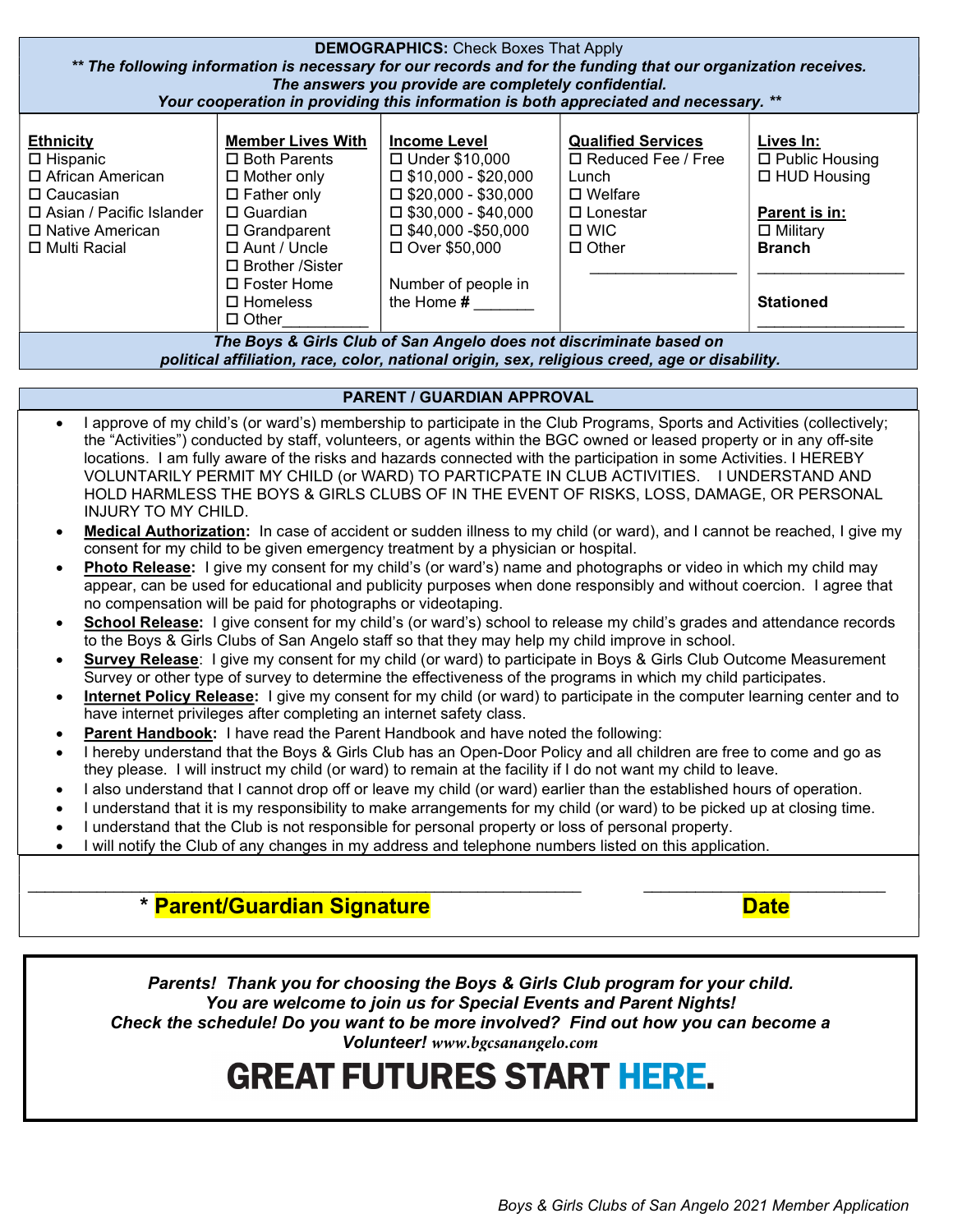**DEMOGRAPHICS:** Check Boxes That Apply

***\*\* The following information is necessary for our records and for the funding that our organization receives. The answers you provide are completely confidential. Your cooperation in providing this information is both appreciated and necessary. \*\****

| Ethnicity | Member Lives With | Income Level | Qualified Services | Lives In: |
|---|---|---|---|---|
| ☐ Hispanic | ☐ Both Parents | ☐ Under $10,000 | ☐ Reduced Fee / Free Lunch | ☐ Public Housing |
| ☐ African American | ☐ Mother only | ☐ $10,000 - $20,000 | ☐ Welfare | ☐ HUD Housing |
| ☐ Caucasian | ☐ Father only | ☐ $20,000 - $30,000 | ☐ Lonestar | **Parent is in:** |
| ☐ Asian / Pacific Islander | ☐ Guardian | ☐ $30,000 - $40,000 | ☐ WIC | ☐ Military |
| ☐ Native American | ☐ Grandparent | ☐ $40,000 -$50,000 | ☐ Other | **Branch** |
| ☐ Multi Racial | ☐ Aunt / Uncle | ☐ Over $50,000 | _________________ | _________________ |
| | ☐ Brother /Sister | | | |
| | ☐ Foster Home | Number of people in the Home # _______ | | **Stationed** |
| | ☐ Homeless | | | _________________ |
| | ☐ Other__________ | | | |

***The Boys & Girls Club of San Angelo does not discriminate based on political affiliation, race, color, national origin, sex, religious creed, age or disability.***

**PARENT / GUARDIAN APPROVAL**

- I approve of my child's (or ward's) membership to participate in the Club Programs, Sports and Activities (collectively; the "Activities") conducted by staff, volunteers, or agents within the BGC owned or leased property or in any off-site locations. I am fully aware of the risks and hazards connected with the participation in some Activities. I HEREBY VOLUNTARILY PERMIT MY CHILD (or WARD) TO PARTICPATE IN CLUB ACTIVITIES. I UNDERSTAND AND HOLD HARMLESS THE BOYS & GIRLS CLUBS OF IN THE EVENT OF RISKS, LOSS, DAMAGE, OR PERSONAL INJURY TO MY CHILD.
- **Medical Authorization:** In case of accident or sudden illness to my child (or ward), and I cannot be reached, I give my consent for my child to be given emergency treatment by a physician or hospital.
- **Photo Release:** I give my consent for my child's (or ward's) name and photographs or video in which my child may appear, can be used for educational and publicity purposes when done responsibly and without coercion. I agree that no compensation will be paid for photographs or videotaping.
- **School Release:** I give consent for my child's (or ward's) school to release my child's grades and attendance records to the Boys & Girls Clubs of San Angelo staff so that they may help my child improve in school.
- **Survey Release**: I give my consent for my child (or ward) to participate in Boys & Girls Club Outcome Measurement Survey or other type of survey to determine the effectiveness of the programs in which my child participates.
- **Internet Policy Release:** I give my consent for my child (or ward) to participate in the computer learning center and to have internet privileges after completing an internet safety class.
- **Parent Handbook:** I have read the Parent Handbook and have noted the following:
- I hereby understand that the Boys & Girls Club has an Open-Door Policy and all children are free to come and go as they please. I will instruct my child (or ward) to remain at the facility if I do not want my child to leave.
- I also understand that I cannot drop off or leave my child (or ward) earlier than the established hours of operation.
- I understand that it is my responsibility to make arrangements for my child (or ward) to be picked up at closing time.
- I understand that the Club is not responsible for personal property or loss of personal property.
- I will notify the Club of any changes in my address and telephone numbers listed on this application.

_____________________________________________ _______________________

**\* Parent/Guardian Signature** **Date**

***Parents! Thank you for choosing the Boys & Girls Club program for your child. You are welcome to join us for Special Events and Parent Nights! Check the schedule! Do you want to be more involved? Find out how you can become a Volunteer!*** *www.bgcsanangelo.com*

**GREAT FUTURES START HERE.**